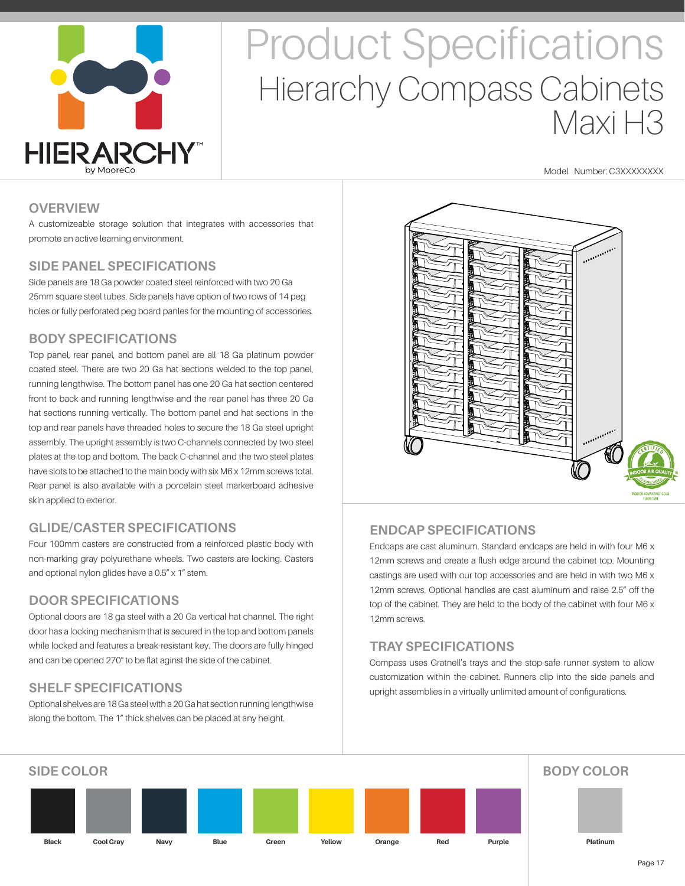# Product Specifications

## Hierarchy Compass Cabinets Maxi H3

Model Number: C3XXXXXXXX

### OVERVIEW

A customizeable storage solution that integrates with accessories that promote an active learning environment.

### SIDE PANEL SPECIFICATIONS

Side panels are 18 Ga powder coated steel reinforced with two 20 Ga 25mm square steel tubes. Side panels have option of two rows of 14 peg holes or fully perforated peg board panles for the mounting of accessories.

### BODY SPECIFICATIONS

Top panel, rear panel, and bottom panel are all 18 Ga platinum powder coated steel. There are two 20 Ga hat sections welded to the top panel, running lengthwise. The bottom panel has one 20 Ga hat section centered front to back and running lengthwise and the rear panel has three 20 Ga hat sections running vertically. The bottom panel and hat sections in the top and rear panels have threaded holes to secure the 18 Ga steel upright assembly. The upright assembly is two C-channels connected by two steel plates at the top and bottom. The back C-channel and the two steel plates have slots to be attached to the main body with six M6 x 12mm screws total. Rear panel is also available with a porcelain steel markerboard adhesive skin applied to exterior.

### GLIDE/CASTER SPECIFICATIONS

Four 100mm casters are constructed from a reinforced plastic body with non-marking gray polyurethane wheels. Two casters are locking. Casters and optional nylon glides have a 0.5" x 1" stem.

### DOOR SPECIFICATIONS

Optional doors are 18 ga steel with a 20 Ga vertical hat channel. The right door has a locking mechanism that is secured in the top and bottom panels while locked and features a break-resistant key. The doors are fully hinged and can be opened 270° to be flat aginst the side of the cabinet.

### SHELF SPECIFICATIONS

Optional shelves are 18 Ga steel with a 20 Ga hat section running lengthwise along the bottom. The 1" thick shelves can be placed at any height.

### ENDCAP SPECIFICATIONS

Endcaps are cast aluminum. Standard endcaps are held in with four M6 x 12mm screws and create a flush edge around the cabinet top. Mounting castings are used with our top accessories and are held in with two M6 x 12mm screws. Optional handles are cast aluminum and raise 2.5" off the top of the cabinet. They are held to the body of the cabinet with four M6 x 12mm screws.

### TRAY SPECIFICATIONS

Compass uses Gratnell's trays and the stop-safe runner system to allow customization within the cabinet. Runners clip into the side panels and upright assemblies in a virtually unlimited amount of configurations.

### SIDE COLOR

Black, Cool Gray, Navy, Blue, Green, Yellow, Orange, Red, Purple

### BODY COLOR

Platinum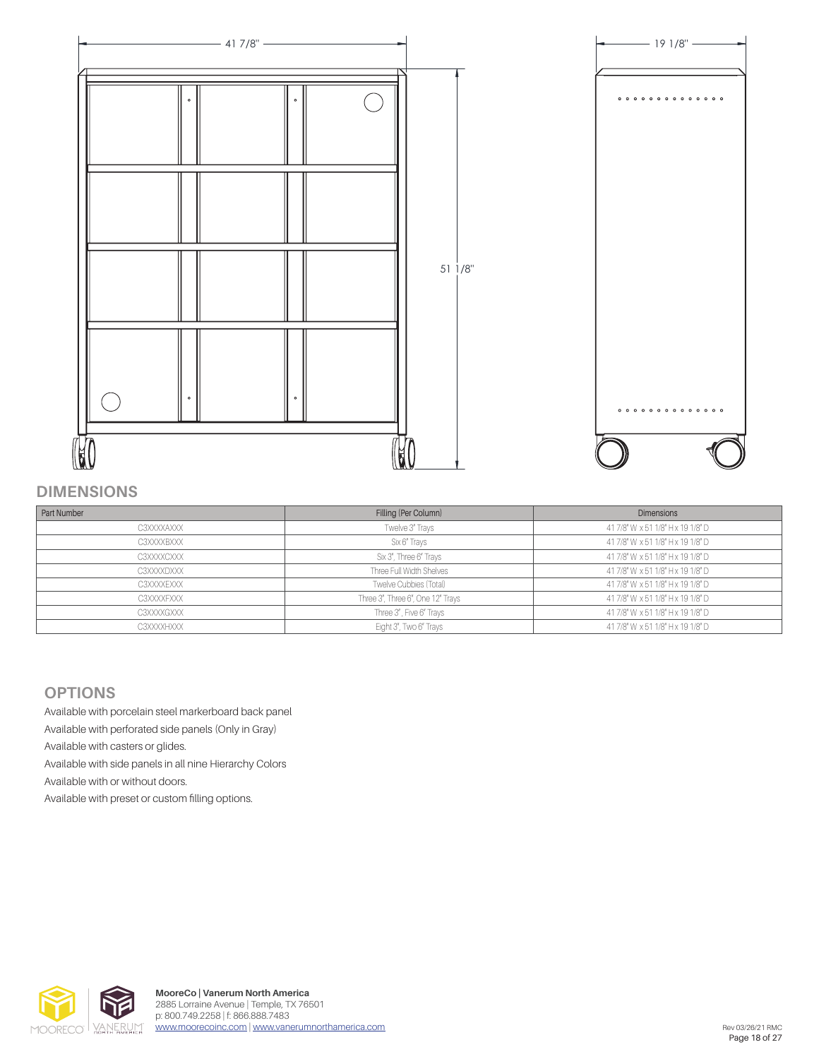41 7/8"

19 1/8"

51 1/8"

## DIMENSIONS

| Part Number | Filling (Per Column) | Dimensions |
|---|---|---|
| C3XXXXAXXX | Twelve 3" Trays | 41 7/8" W x 51 1/8" H x 19 1/8" D |
| C3XXXXBXXX | Six 6" Trays | 41 7/8" W x 51 1/8" H x 19 1/8" D |
| C3XXXXCXXX | Six 3", Three 6" Trays | 41 7/8" W x 51 1/8" H x 19 1/8" D |
| C3XXXXDXXX | Three Full Width Shelves | 41 7/8" W x 51 1/8" H x 19 1/8" D |
| C3XXXXEXXX | Twelve Cubbies (Total) | 41 7/8" W x 51 1/8" H x 19 1/8" D |
| C3XXXXFXXX | Three 3", Three 6", One 12" Trays | 41 7/8" W x 51 1/8" H x 19 1/8" D |
| C3XXXXGXXX | Three 3", Five 6" Trays | 41 7/8" W x 51 1/8" H x 19 1/8" D |
| C3XXXXHXXX | Eight 3", Two 6" Trays | 41 7/8" W x 51 1/8" H x 19 1/8" D |

## OPTIONS

Available with porcelain steel markerboard back panel

Available with perforated side panels (Only in Gray)

Available with casters or glides.

Available with side panels in all nine Hierarchy Colors

Available with or without doors.

Available with preset or custom filling options.

**MooreCo | Vanerum North America**
2885 Lorraine Avenue | Temple, TX 76501
p: 800.749.2258 | f: 866.888.7483
www.moorecoinc.com | www.vanerumnorthamerica.com

Rev 03/26/21 RMC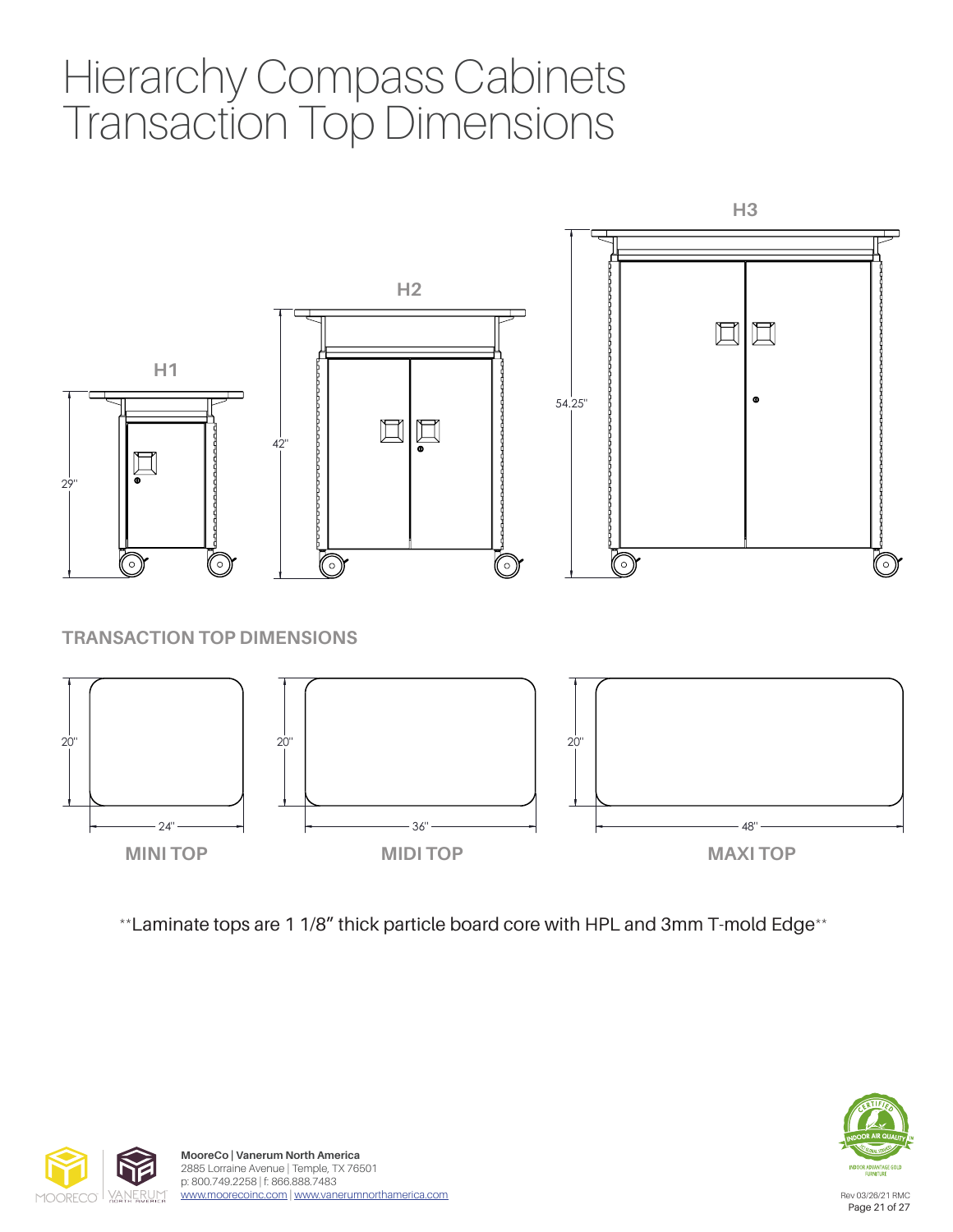# Hierarchy Compass Cabinets Transaction Top Dimensions

H1

29"

H2

42"

H3

54.25"

## TRANSACTION TOP DIMENSIONS

20"

24"

**MINI TOP**

20"

36"

**MIDI TOP**

20"

48"

**MAXI TOP**

**Laminate tops are 1 1/8" thick particle board core with HPL and 3mm T-mold Edge**

**MooreCo | Vanerum North America**
2885 Lorraine Avenue | Temple, TX 76501
p: 800.749.2258 | f: 866.888.7483
www.moorecoinc.com | www.vanerumnorthamerica.com

Rev 03/26/21 RMC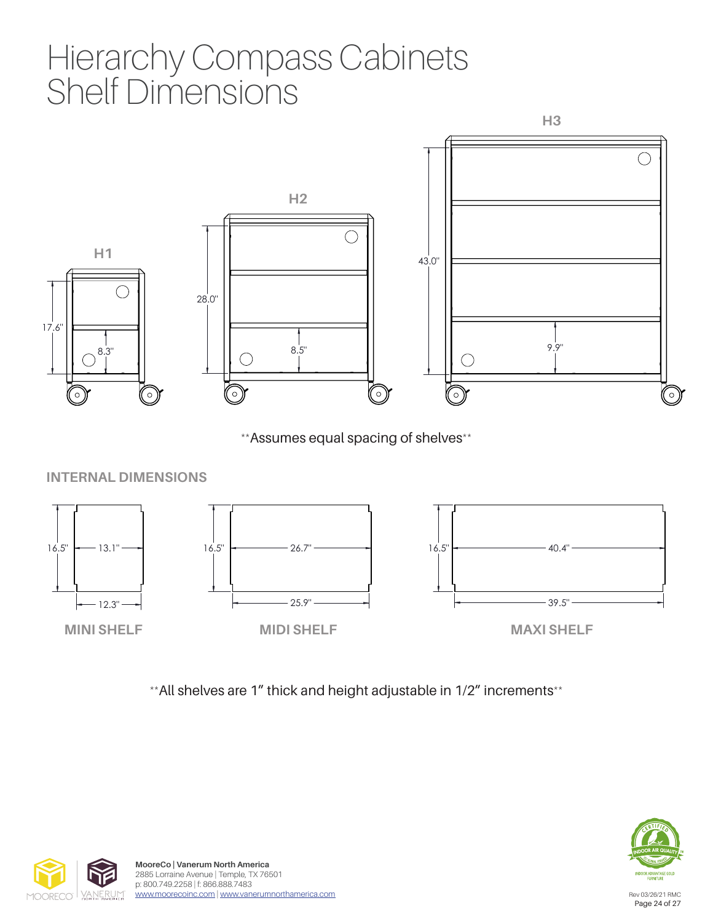# Hierarchy Compass Cabinets Shelf Dimensions

**H1**

17.6"

8.3"

**H2**

28.0"

8.5"

**H3**

43.0"

9.9"

\*\*Assumes equal spacing of shelves\*\*

## INTERNAL DIMENSIONS

16.5" | 13.1" | 12.3"

**MINI SHELF**

16.5" | 26.7" | 25.9"

**MIDI SHELF**

16.5" | 40.4" | 39.5"

**MAXI SHELF**

\*\*All shelves are 1" thick and height adjustable in 1/2" increments\*\*

**MooreCo | Vanerum North America**
2885 Lorraine Avenue | Temple, TX 76501
p: 800.749.2258 | f: 866.888.7483
www.moorecoinc.com | www.vanerumnorthamerica.com

Rev 03/26/21 RMC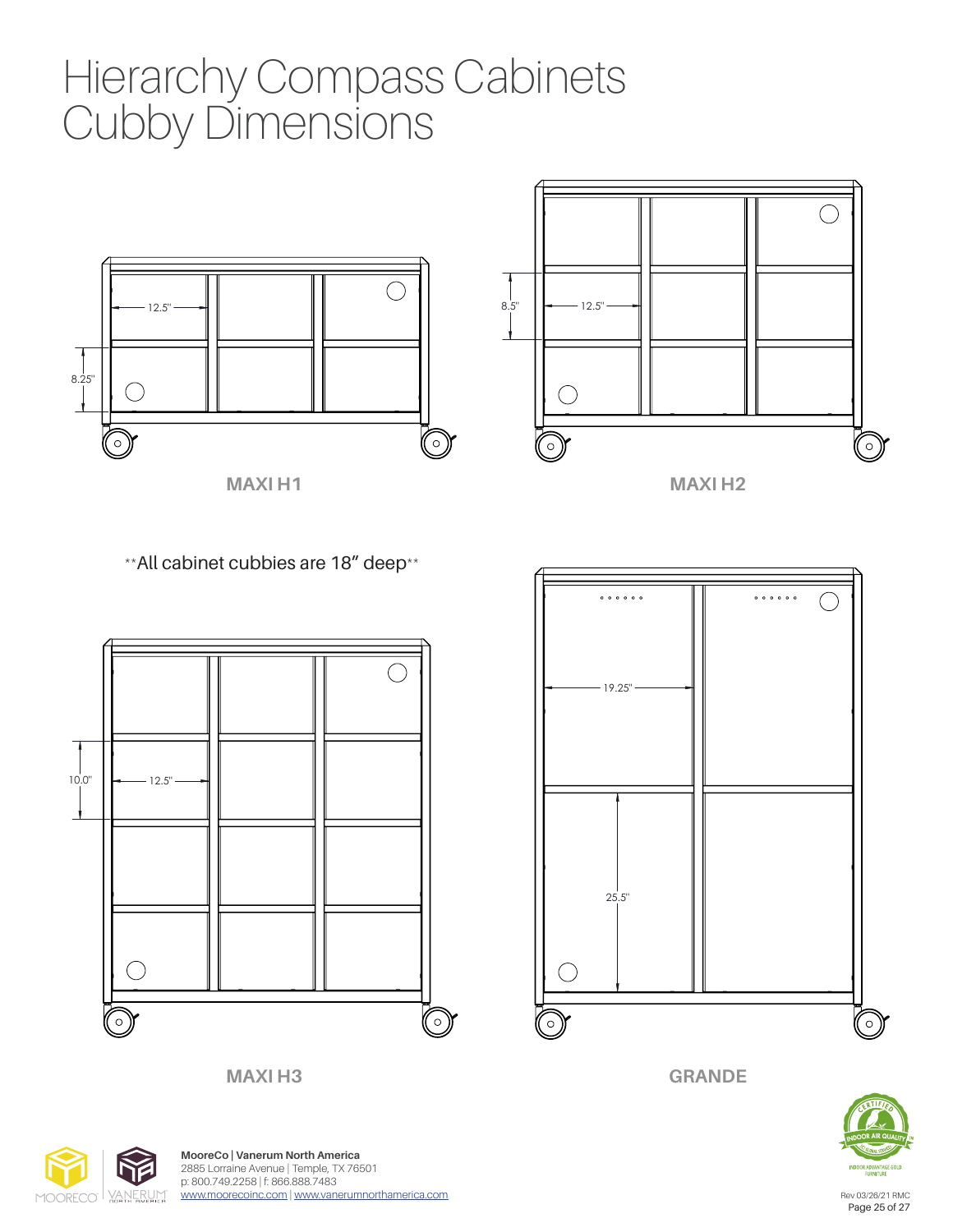# Hierarchy Compass Cabinets Cubby Dimensions

12.5"

8.25"

**MAXI H1**

8.5"

12.5"

**MAXI H2**

**All cabinet cubbies are 18" deep**

10.0"

12.5"

**MAXI H3**

19.25"

25.5"

**GRANDE**

**MooreCo | Vanerum North America**
2885 Lorraine Avenue | Temple, TX 76501
p: 800.749.2258 | f: 866.888.7483
www.moorecoinc.com | www.vanerumnorthamerica.com

Rev 03/26/21 RMC